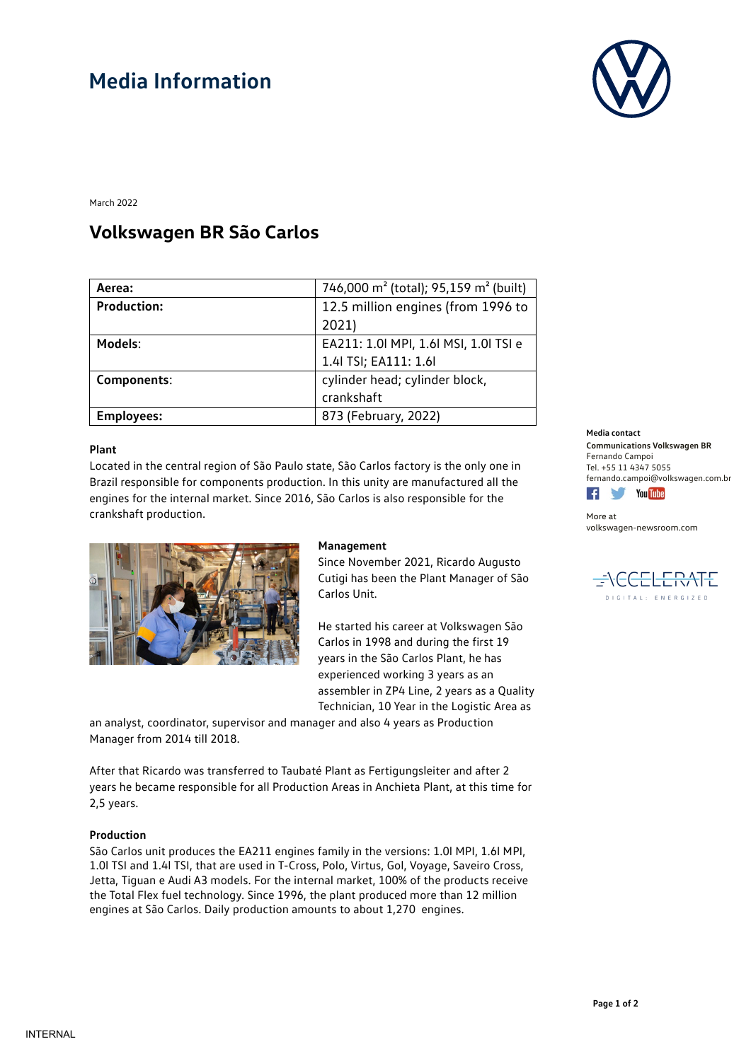# Media Information

March 2022

## Volkswagen BR São Carlos

| | |
|---|---|
| **Aerea:** | 746,000 m² (total); 95,159 m² (built) |
| **Production:** | 12.5 million engines (from 1996 to 2021) |
| **Models:** | EA211: 1.0l MPI, 1.6l MSI, 1.0l TSI e 1.4l TSI; EA111: 1.6l |
| **Components:** | cylinder head; cylinder block, crankshaft |
| **Employees:** | 873 (February, 2022) |

**Plant**

Located in the central region of São Paulo state, São Carlos factory is the only one in Brazil responsible for components production. In this unity are manufactured all the engines for the internal market. Since 2016, São Carlos is also responsible for the crankshaft production.

**Management**

Since November 2021, Ricardo Augusto Cutigi has been the Plant Manager of São Carlos Unit.

He started his career at Volkswagen São Carlos in 1998 and during the first 19 years in the São Carlos Plant, he has experienced working 3 years as an assembler in ZP4 Line, 2 years as a Quality Technician, 10 Year in the Logistic Area as an analyst, coordinator, supervisor and manager and also 4 years as Production Manager from 2014 till 2018.

After that Ricardo was transferred to Taubaté Plant as Fertigungsleiter and after 2 years he became responsible for all Production Areas in Anchieta Plant, at this time for 2,5 years.

**Production**

São Carlos unit produces the EA211 engines family in the versions: 1.0l MPI, 1.6l MPI, 1.0l TSI and 1.4l TSI, that are used in T-Cross, Polo, Virtus, Gol, Voyage, Saveiro Cross, Jetta, Tiguan e Audi A3 models. For the internal market, 100% of the products receive the Total Flex fuel technology. Since 1996, the plant produced more than 12 million engines at São Carlos. Daily production amounts to about 1,270 engines.

**Media contact**
**Communications Volkswagen BR**
Fernando Campoi
Tel. +55 11 4347 5055
fernando.campoi@volkswagen.com.br

More at
volkswagen-newsroom.com

ACCELERATE
DIGITAL: ENERGIZED

INTERNAL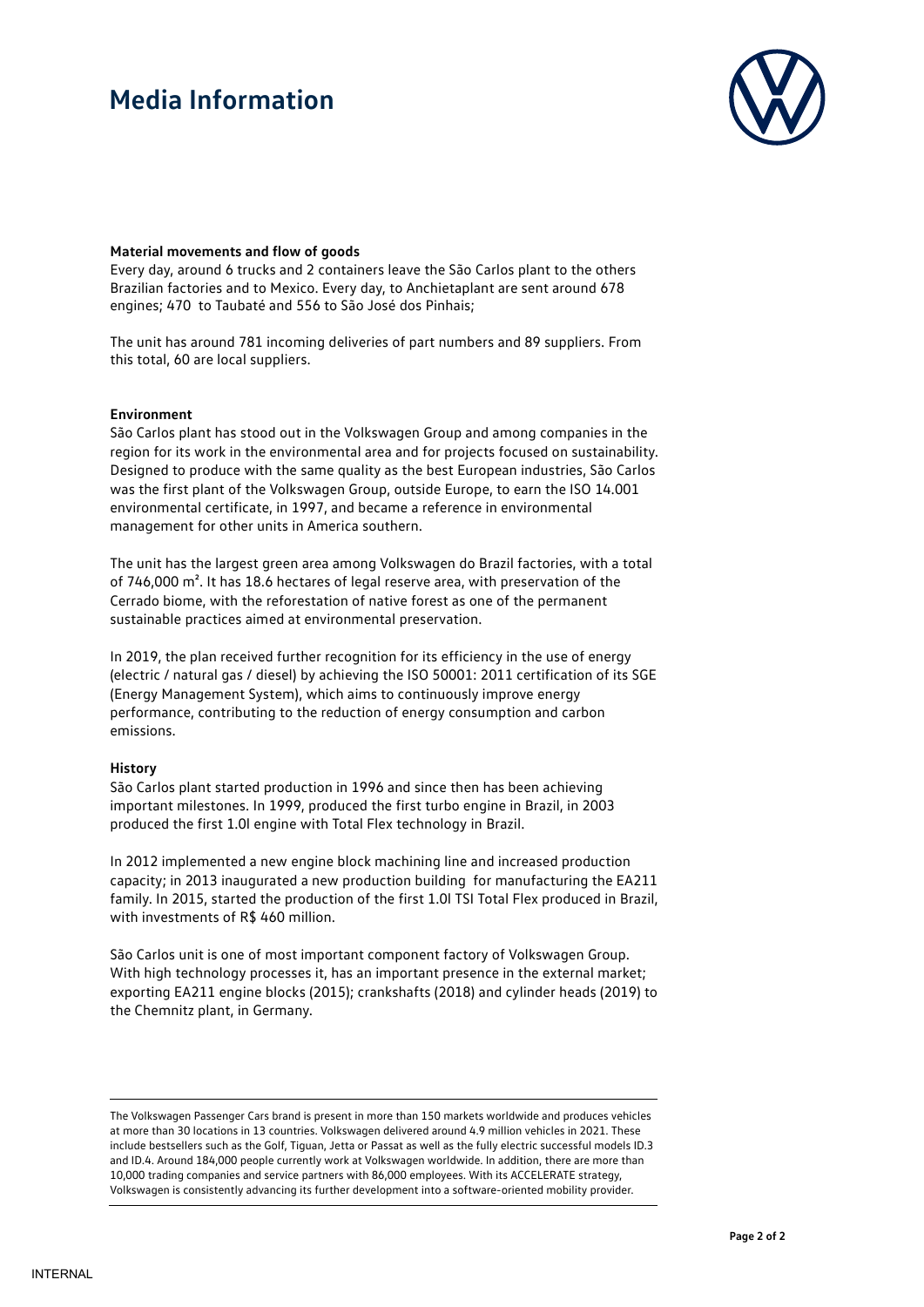# Media Information

**Material movements and flow of goods**

Every day, around 6 trucks and 2 containers leave the São Carlos plant to the others Brazilian factories and to Mexico. Every day, to Anchietaplant are sent around 678 engines; 470 to Taubaté and 556 to São José dos Pinhais;

The unit has around 781 incoming deliveries of part numbers and 89 suppliers. From this total, 60 are local suppliers.

**Environment**

São Carlos plant has stood out in the Volkswagen Group and among companies in the region for its work in the environmental area and for projects focused on sustainability. Designed to produce with the same quality as the best European industries, São Carlos was the first plant of the Volkswagen Group, outside Europe, to earn the ISO 14.001 environmental certificate, in 1997, and became a reference in environmental management for other units in America southern.

The unit has the largest green area among Volkswagen do Brazil factories, with a total of 746,000 m². It has 18.6 hectares of legal reserve area, with preservation of the Cerrado biome, with the reforestation of native forest as one of the permanent sustainable practices aimed at environmental preservation.

In 2019, the plan received further recognition for its efficiency in the use of energy (electric / natural gas / diesel) by achieving the ISO 50001: 2011 certification of its SGE (Energy Management System), which aims to continuously improve energy performance, contributing to the reduction of energy consumption and carbon emissions.

**History**

São Carlos plant started production in 1996 and since then has been achieving important milestones. In 1999, produced the first turbo engine in Brazil, in 2003 produced the first 1.0l engine with Total Flex technology in Brazil.

In 2012 implemented a new engine block machining line and increased production capacity; in 2013 inaugurated a new production building for manufacturing the EA211 family. In 2015, started the production of the first 1.0l TSI Total Flex produced in Brazil, with investments of R$ 460 million.

São Carlos unit is one of most important component factory of Volkswagen Group. With high technology processes it, has an important presence in the external market; exporting EA211 engine blocks (2015); crankshafts (2018) and cylinder heads (2019) to the Chemnitz plant, in Germany.

---

The Volkswagen Passenger Cars brand is present in more than 150 markets worldwide and produces vehicles at more than 30 locations in 13 countries. Volkswagen delivered around 4.9 million vehicles in 2021. These include bestsellers such as the Golf, Tiguan, Jetta or Passat as well as the fully electric successful models ID.3 and ID.4. Around 184,000 people currently work at Volkswagen worldwide. In addition, there are more than 10,000 trading companies and service partners with 86,000 employees. With its ACCELERATE strategy, Volkswagen is consistently advancing its further development into a software-oriented mobility provider.

INTERNAL